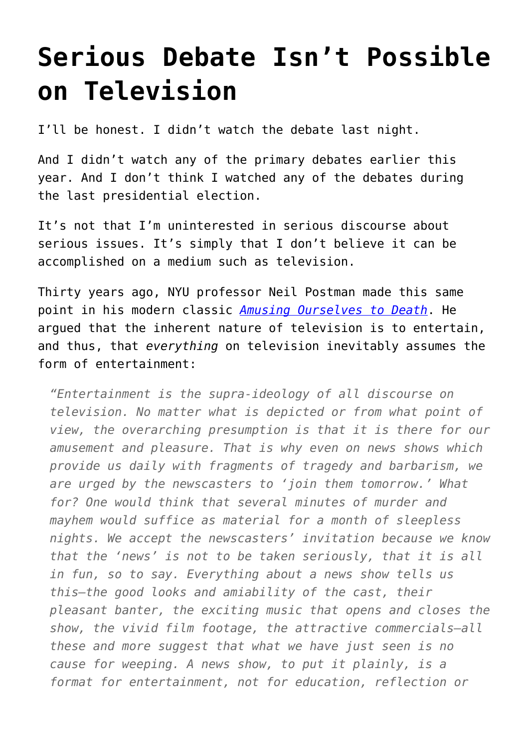# Serious Debate Isn't Possible on Television

I'll be honest. I didn't watch the debate last night.

And I didn't watch any of the primary debates earlier this year. And I don't think I watched any of the debates during the last presidential election.

It's not that I'm uninterested in serious discourse about serious issues. It's simply that I don't believe it can be accomplished on a medium such as television.

Thirty years ago, NYU professor Neil Postman made this same point in his modern classic [*Amusing Ourselves to Death*](). He argued that the inherent nature of television is to entertain, and thus, that *everything* on television inevitably assumes the form of entertainment:

> *"Entertainment is the supra-ideology of all discourse on television. No matter what is depicted or from what point of view, the overarching presumption is that it is there for our amusement and pleasure. That is why even on news shows which provide us daily with fragments of tragedy and barbarism, we are urged by the newscasters to 'join them tomorrow.' What for? One would think that several minutes of murder and mayhem would suffice as material for a month of sleepless nights. We accept the newscasters' invitation because we know that the 'news' is not to be taken seriously, that it is all in fun, so to say. Everything about a news show tells us this—the good looks and amiability of the cast, their pleasant banter, the exciting music that opens and closes the show, the vivid film footage, the attractive commercials—all these and more suggest that what we have just seen is no cause for weeping. A news show, to put it plainly, is a format for entertainment, not for education, reflection or*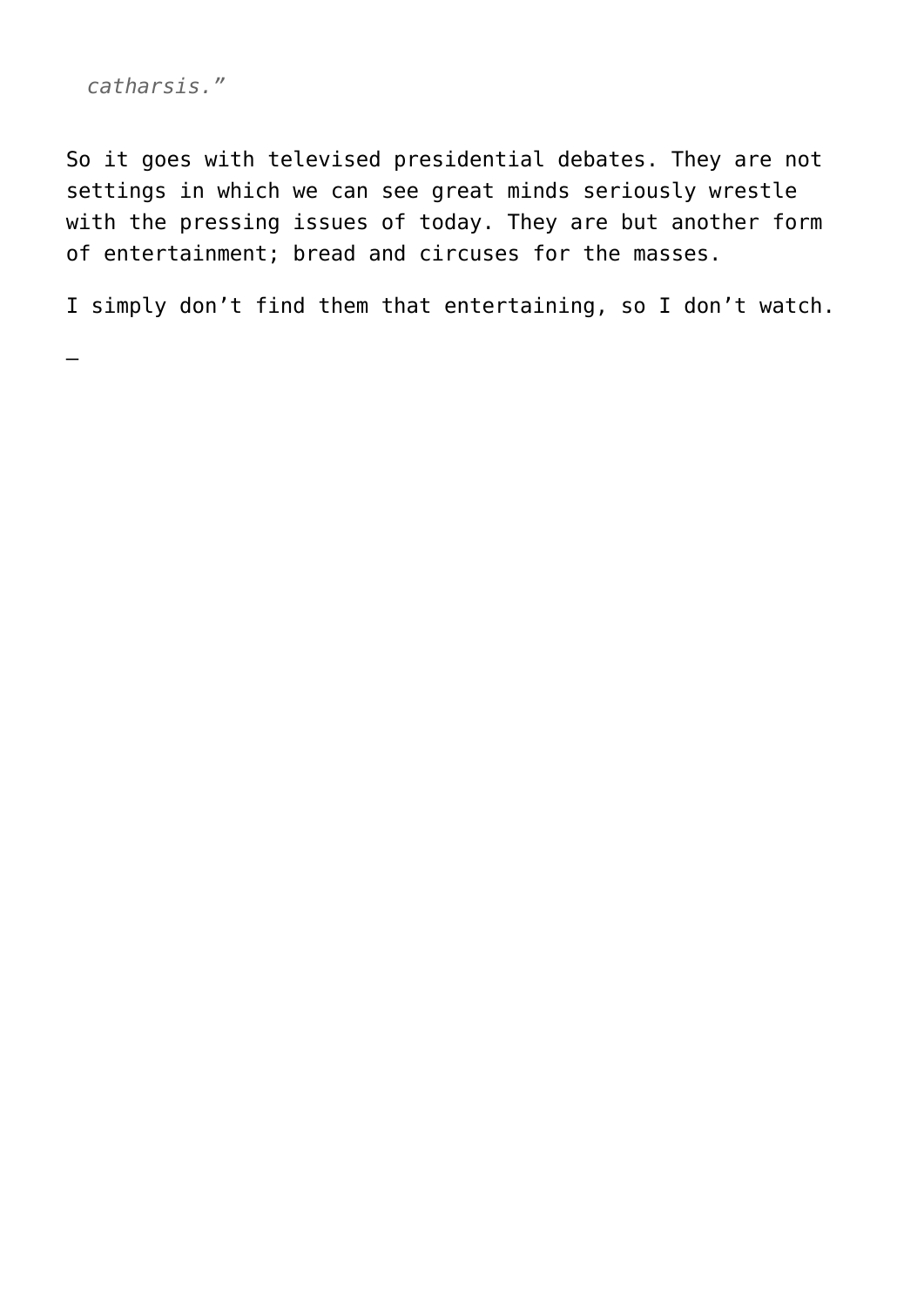> *catharsis."*

So it goes with televised presidential debates. They are not settings in which we can see great minds seriously wrestle with the pressing issues of today. They are but another form of entertainment; bread and circuses for the masses.

I simply don't find them that entertaining, so I don't watch.

—